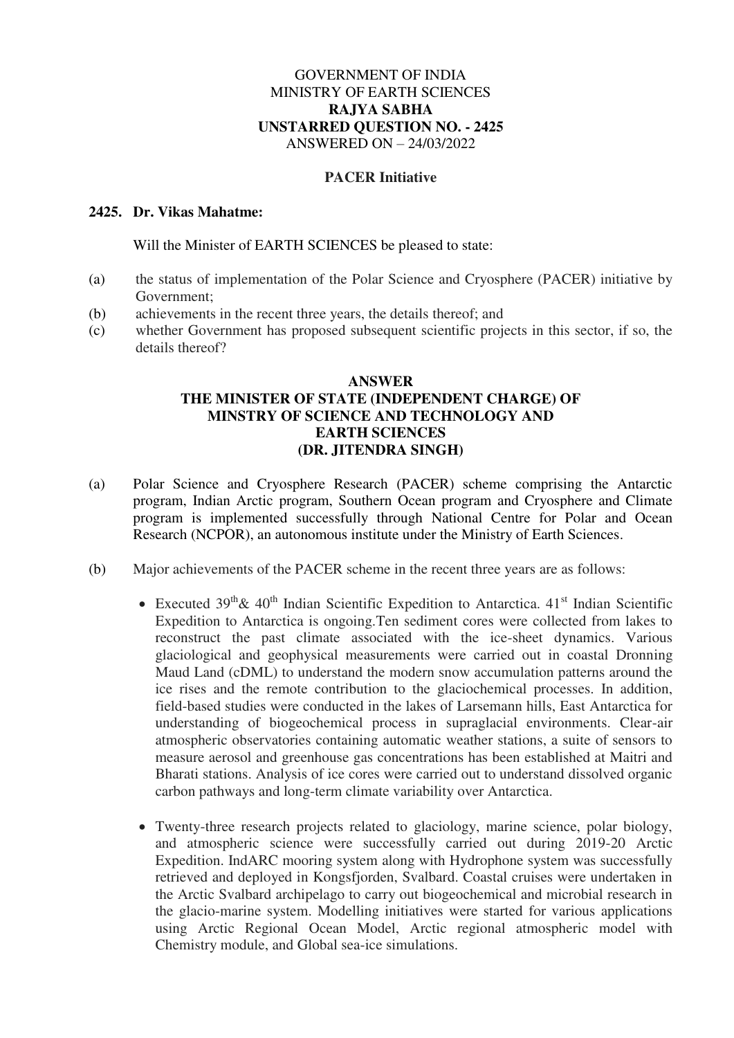GOVERNMENT OF INDIA
MINISTRY OF EARTH SCIENCES
**RAJYA SABHA**
**UNSTARRED QUESTION NO. - 2425**
ANSWERED ON – 24/03/2022

**PACER Initiative**

**2425. Dr. Vikas Mahatme:**

Will the Minister of EARTH SCIENCES be pleased to state:

(a) the status of implementation of the Polar Science and Cryosphere (PACER) initiative by Government;
(b) achievements in the recent three years, the details thereof; and
(c) whether Government has proposed subsequent scientific projects in this sector, if so, the details thereof?

**ANSWER**
**THE MINISTER OF STATE (INDEPENDENT CHARGE) OF MINSTRY OF SCIENCE AND TECHNOLOGY AND EARTH SCIENCES**
**(DR. JITENDRA SINGH)**

(a) Polar Science and Cryosphere Research (PACER) scheme comprising the Antarctic program, Indian Arctic program, Southern Ocean program and Cryosphere and Climate program is implemented successfully through National Centre for Polar and Ocean Research (NCPOR), an autonomous institute under the Ministry of Earth Sciences.

(b) Major achievements of the PACER scheme in the recent three years are as follows:

- Executed 39th & 40th Indian Scientific Expedition to Antarctica. 41st Indian Scientific Expedition to Antarctica is ongoing.Ten sediment cores were collected from lakes to reconstruct the past climate associated with the ice-sheet dynamics. Various glaciological and geophysical measurements were carried out in coastal Dronning Maud Land (cDML) to understand the modern snow accumulation patterns around the ice rises and the remote contribution to the glaciochemical processes. In addition, field-based studies were conducted in the lakes of Larsemann hills, East Antarctica for understanding of biogeochemical process in supraglacial environments. Clear-air atmospheric observatories containing automatic weather stations, a suite of sensors to measure aerosol and greenhouse gas concentrations has been established at Maitri and Bharati stations. Analysis of ice cores were carried out to understand dissolved organic carbon pathways and long-term climate variability over Antarctica.

- Twenty-three research projects related to glaciology, marine science, polar biology, and atmospheric science were successfully carried out during 2019-20 Arctic Expedition. IndARC mooring system along with Hydrophone system was successfully retrieved and deployed in Kongsfjorden, Svalbard. Coastal cruises were undertaken in the Arctic Svalbard archipelago to carry out biogeochemical and microbial research in the glacio-marine system. Modelling initiatives were started for various applications using Arctic Regional Ocean Model, Arctic regional atmospheric model with Chemistry module, and Global sea-ice simulations.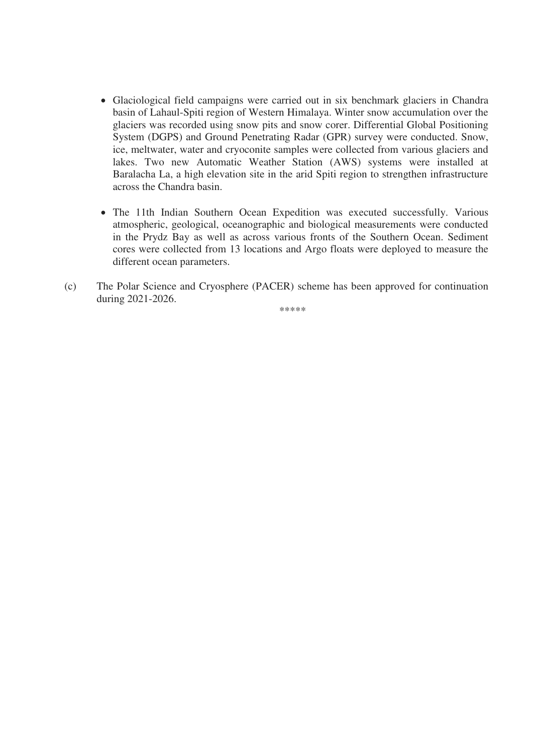- Glaciological field campaigns were carried out in six benchmark glaciers in Chandra basin of Lahaul-Spiti region of Western Himalaya. Winter snow accumulation over the glaciers was recorded using snow pits and snow corer. Differential Global Positioning System (DGPS) and Ground Penetrating Radar (GPR) survey were conducted. Snow, ice, meltwater, water and cryoconite samples were collected from various glaciers and lakes. Two new Automatic Weather Station (AWS) systems were installed at Baralacha La, a high elevation site in the arid Spiti region to strengthen infrastructure across the Chandra basin.

- The 11th Indian Southern Ocean Expedition was executed successfully. Various atmospheric, geological, oceanographic and biological measurements were conducted in the Prydz Bay as well as across various fronts of the Southern Ocean. Sediment cores were collected from 13 locations and Argo floats were deployed to measure the different ocean parameters.

(c) The Polar Science and Cryosphere (PACER) scheme has been approved for continuation during 2021-2026.

*****